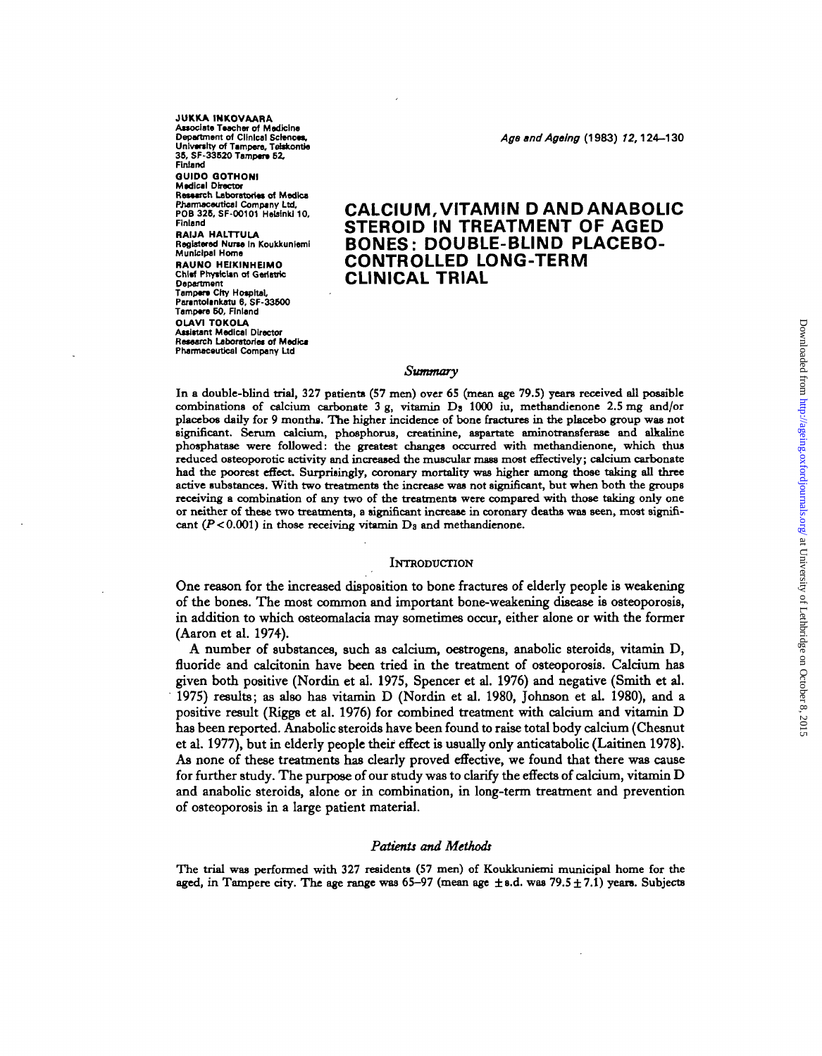JUKKA INKOVAARA
Associate Teacher of Medicine
Department of Clinical Sciences,
University of Tampere, Teiskontie
35, SF-33520 Tampere 52,
Finland

GUIDO GOTHONI
Medical Director
Research Laboratories of Medica
Pharmaceutical Company Ltd,
POB 325, SF-00101 Helsinki 10,
Finland

RAIJA HALTTULA
Registered Nurse in Koukkuniemi
Municipal Home

RAUNO HEIKINHEIMO
Chief Physician of Geriatric
Department
Tampere City Hospital,
Parantolankatu 6, SF-33500
Tampere 50, Finland

OLAVI TOKOLA
Assistant Medical Director
Research Laboratories of Medica
Pharmaceutical Company Ltd

# CALCIUM, VITAMIN D AND ANABOLIC STEROID IN TREATMENT OF AGED BONES: DOUBLE-BLIND PLACEBO-CONTROLLED LONG-TERM CLINICAL TRIAL

## *Summary*

In a double-blind trial, 327 patients (57 men) over 65 (mean age 79.5) years received all possible combinations of calcium carbonate 3 g, vitamin $D_3$ 1000 iu, methandienone 2.5 mg and/or placebos daily for 9 months. The higher incidence of bone fractures in the placebo group was not significant. Serum calcium, phosphorus, creatinine, aspartate aminotransferase and alkaline phosphatase were followed: the greatest changes occurred with methandienone, which thus reduced osteoporotic activity and increased the muscular mass most effectively; calcium carbonate had the poorest effect. Surprisingly, coronary mortality was higher among those taking all three active substances. With two treatments the increase was not significant, but when both the groups receiving a combination of any two of the treatments were compared with those taking only one or neither of these two treatments, a significant increase in coronary deaths was seen, most significant ($P < 0.001$) in those receiving vitamin $D_3$ and methandienone.

## INTRODUCTION

One reason for the increased disposition to bone fractures of elderly people is weakening of the bones. The most common and important bone-weakening disease is osteoporosis, in addition to which osteomalacia may sometimes occur, either alone or with the former (Aaron et al. 1974).

A number of substances, such as calcium, oestrogens, anabolic steroids, vitamin D, fluoride and calcitonin have been tried in the treatment of osteoporosis. Calcium has given both positive (Nordin et al. 1975, Spencer et al. 1976) and negative (Smith et al. 1975) results; as also has vitamin D (Nordin et al. 1980, Johnson et al. 1980), and a positive result (Riggs et al. 1976) for combined treatment with calcium and vitamin D has been reported. Anabolic steroids have been found to raise total body calcium (Chesnut et al. 1977), but in elderly people their effect is usually only anticatabolic (Laitinen 1978). As none of these treatments has clearly proved effective, we found that there was cause for further study. The purpose of our study was to clarify the effects of calcium, vitamin D and anabolic steroids, alone or in combination, in long-term treatment and prevention of osteoporosis in a large patient material.

## *Patients and Methods*

The trial was performed with 327 residents (57 men) of Koukkuniemi municipal home for the aged, in Tampere city. The age range was 65–97 (mean age ± s.d. was 79.5 ± 7.1) years. Subjects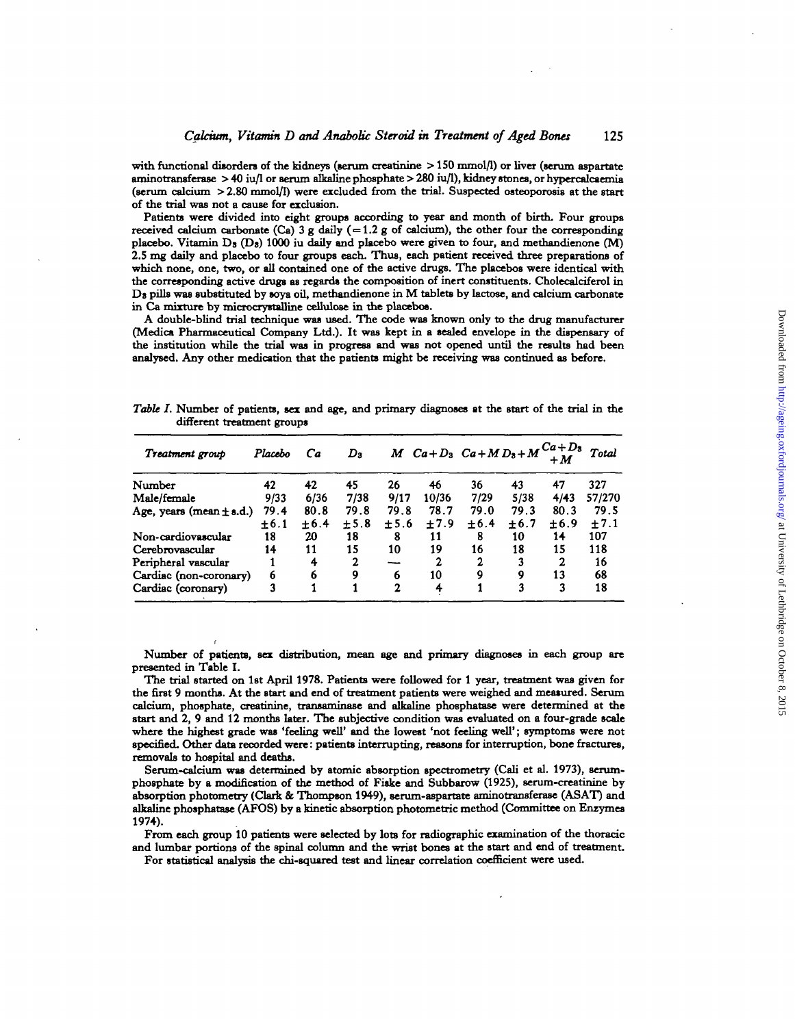with functional disorders of the kidneys (serum creatinine > 150 mmol/l) or liver (serum aspartate aminotransferase > 40 iu/l or serum alkaline phosphate > 280 iu/l), kidney stones, or hypercalcaemia (serum calcium > 2.80 mmol/l) were excluded from the trial. Suspected osteoporosis at the start of the trial was not a cause for exclusion.

Patients were divided into eight groups according to year and month of birth. Four groups received calcium carbonate (Ca) 3 g daily (= 1.2 g of calcium), the other four the corresponding placebo. Vitamin $D_3$ ($D_3$) 1000 iu daily and placebo were given to four, and methandienone (M) 2.5 mg daily and placebo to four groups each. Thus, each patient received three preparations of which none, one, two, or all contained one of the active drugs. The placebos were identical with the corresponding active drugs as regards the composition of inert constituents. Cholecalciferol in $D_3$ pills was substituted by soya oil, methandienone in M tablets by lactose, and calcium carbonate in Ca mixture by microcrystalline cellulose in the placebos.

A double-blind trial technique was used. The code was known only to the drug manufacturer (Medica Pharmaceutical Company Ltd.). It was kept in a sealed envelope in the dispensary of the institution while the trial was in progress and was not opened until the results had been analysed. Any other medication that the patients might be receiving was continued as before.

*Table I.* Number of patients, sex and age, and primary diagnoses at the start of the trial in the different treatment groups

| *Treatment group* | *Placebo* | *Ca* | $D_3$ | *M* | $Ca+D_3$ | $Ca+M$ | $D_3+M$ | $Ca+D_3+M$ | *Total* |
|---|---|---|---|---|---|---|---|---|---|
| Number | 42 | 42 | 45 | 26 | 46 | 36 | 43 | 47 | 327 |
| Male/female | 9/33 | 6/36 | 7/38 | 9/17 | 10/36 | 7/29 | 5/38 | 4/43 | 57/270 |
| Age, years (mean ± s.d.) | 79.4 ±6.1 | 80.8 ±6.4 | 79.8 ±5.8 | 79.8 ±5.6 | 78.7 ±7.9 | 79.0 ±6.4 | 79.3 ±6.7 | 80.3 ±6.9 | 79.5 ±7.1 |
| Non-cardiovascular | 18 | 20 | 18 | 8 | 11 | 8 | 10 | 14 | 107 |
| Cerebrovascular | 14 | 11 | 15 | 10 | 19 | 16 | 18 | 15 | 118 |
| Peripheral vascular | 1 | 4 | 2 | — | 2 | 2 | 3 | 2 | 16 |
| Cardiac (non-coronary) | 6 | 6 | 9 | 6 | 10 | 9 | 9 | 13 | 68 |
| Cardiac (coronary) | 3 | 1 | 1 | 2 | 4 | 1 | 3 | 3 | 18 |

Number of patients, sex distribution, mean age and primary diagnoses in each group are presented in Table I.

The trial started on 1st April 1978. Patients were followed for 1 year, treatment was given for the first 9 months. At the start and end of treatment patients were weighed and measured. Serum calcium, phosphate, creatinine, transaminase and alkaline phosphatase were determined at the start and 2, 9 and 12 months later. The subjective condition was evaluated on a four-grade scale where the highest grade was 'feeling well' and the lowest 'not feeling well'; symptoms were not specified. Other data recorded were: patients interrupting, reasons for interruption, bone fractures, removals to hospital and deaths.

Serum-calcium was determined by atomic absorption spectrometry (Cali et al. 1973), serum-phosphate by a modification of the method of Fiske and Subbarow (1925), serum-creatinine by absorption photometry (Clark & Thompson 1949), serum-aspartate aminotransferase (ASAT) and alkaline phosphatase (AFOS) by a kinetic absorption photometric method (Committee on Enzymes 1974).

From each group 10 patients were selected by lots for radiographic examination of the thoracic and lumbar portions of the spinal column and the wrist bones at the start and end of treatment.

For statistical analysis the chi-squared test and linear correlation coefficient were used.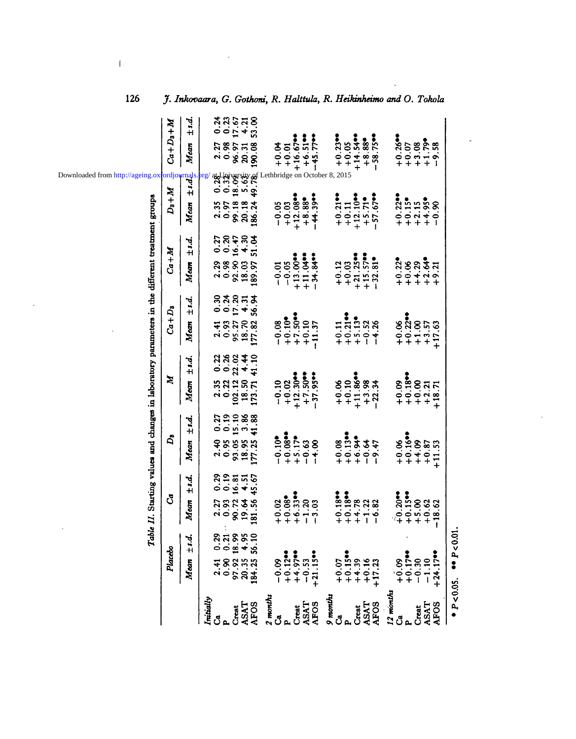*Table II. Starting values and changes in laboratory parameters in the different treatment groups*

| | Placebo | | Ca | | $D_3$ | | M | | $Ca+D_3$ | | $Ca+M$ | | $D_3+M$ | | $Ca+D_3+M$ | |
|---|---|---|---|---|---|---|---|---|---|---|---|---|---|---|---|---|
| | Mean | ±s.d. | Mean | ±s.d. | Mean | ±s.d. | Mean | ±s.d. | Mean | ±s.d. | Mean | ±s.d. | Mean | ±s.d. | Mean | ±s.d. |
| *Initially* | | | | | | | | | | | | | | | | |
| Ca | 2.41 | 0.29 | 2.27 | 0.29 | 2.40 | 0.27 | 2.35 | 0.22 | 2.41 | 0.30 | 2.29 | 0.27 | 2.35 | 0.28 | 2.27 | 0.24 |
| P | 0.90 | 0.21 | 0.93 | 0.19 | 0.95 | 0.19 | 0.22 | 0.26 | 0.93 | 0.24 | 0.98 | 0.20 | 0.97 | 0.32 | 0.98 | 0.23 |
| Creat | 97.92 | 18.99 | 90.72 | 16.81 | 93.05 | 15.10 | 102.12 | 22.02 | 95.27 | 17.20 | 92.90 | 16.47 | 99.18 | 18.05 | 96.97 | 17.67 |
| ASAT | 20.35 | 4.95 | 19.64 | 4.51 | 18.95 | 3.86 | 18.50 | 4.44 | 18.70 | 4.31 | 18.03 | 4.30 | 20.18 | 5.63 | 20.31 | 4.21 |
| AFOS | 184.25 | 56.10 | 181.56 | 45.67 | 177.25 | 41.88 | 173.71 | 41.10 | 177.82 | 56.94 | 189.97 | 51.04 | 186.24 | 49.78 | 190.08 | 53.00 |
| *2 months* | | | | | | | | | | | | | | | | |
| Ca | −0.09 | | +0.02 | | −0.10* | | −0.10 | | −0.08 | | −0.01 | | −0.05 | | +0.04 | |
| P | +0.12** | | +0.08* | | +0.08** | | +0.02 | | +0.10* | | −0.05 | | +0.03 | | +0.01 | |
| Creat | +4.97** | | +6.33** | | +5.17* | | +12.30** | | +7.50** | | +13.00** | | +12.08** | | +16.67** | |
| ASAT | −0.53 | | −1.20 | | −0.63 | | +7.50** | | +0.10 | | +11.04** | | +8.88* | | +6.51** | |
| AFOS | +21.15** | | −3.03 | | −4.00 | | −37.95** | | −11.37 | | −34.84** | | −44.39** | | −45.77** | |
| *9 months* | | | | | | | | | | | | | | | | |
| Ca | +0.07 | | +0.18** | | +0.08 | | +0.06 | | +0.11 | | +0.12 | | +0.21** | | +0.23** | |
| P | +0.15** | | +0.18** | | +0.13** | | +0.10 | | +0.21** | | +0.03 | | +0.11 | | +0.05 | |
| Creat | +4.39 | | +4.78 | | +6.94* | | +11.86** | | +5.13* | | +21.25** | | +12.10** | | +14.54** | |
| ASAT | +0.16 | | −1.22 | | −0.64 | | +3.98 | | −0.52 | | +15.57** | | +5.71* | | +8.88* | |
| AFOS | +17.23 | | −6.82 | | −9.47 | | −22.34 | | −4.26 | | −32.81* | | −57.67** | | −58.75** | |
| *12 months* | | | | | | | | | | | | | | | | |
| Ca | +0.09 | | +0.20** | | +0.06 | | +0.09 | | +0.06 | | +0.22* | | +0.22** | | +0.26** | |
| P | +0.17** | | +0.15** | | +0.16** | | +0.18** | | +0.22** | | +0.06 | | +0.15* | | +0.07 | |
| Creat | −0.30 | | +5.00 | | +4.09 | | +0.00 | | +1.00 | | +4.29 | | +2.15 | | +3.08 | |
| ASAT | −1.10 | | +0.62 | | +0.87 | | +2.21 | | +3.57 | | +2.64* | | +4.95* | | +1.79* | |
| AFOS | +24.17** | | −18.62 | | +11.53 | | +18.71 | | +17.63 | | +9.21 | | −0.90 | | −9.58 | |

* $P<0.05$. ** $P<0.01$.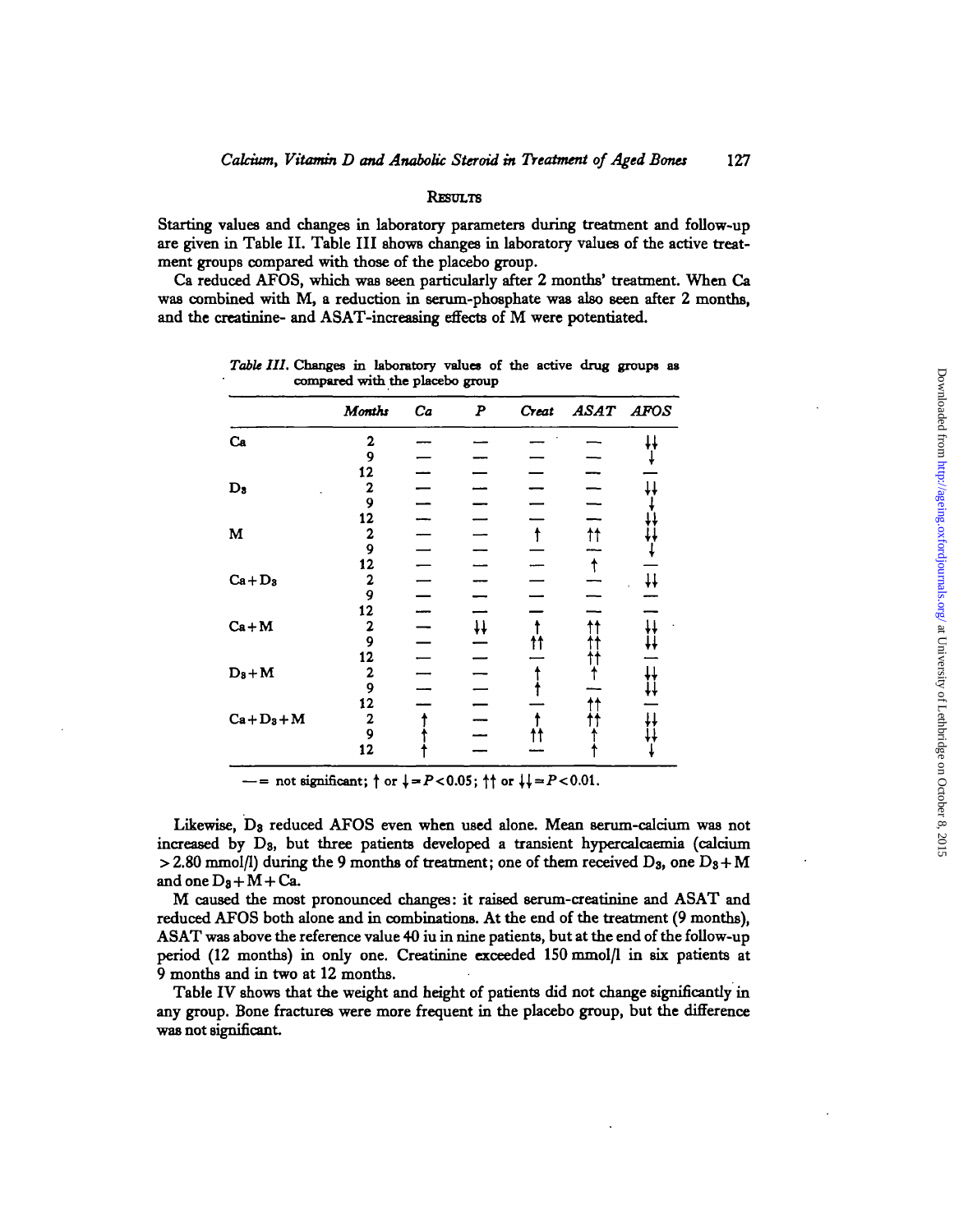## Results

Starting values and changes in laboratory parameters during treatment and follow-up are given in Table II. Table III shows changes in laboratory values of the active treatment groups compared with those of the placebo group.

Ca reduced AFOS, which was seen particularly after 2 months' treatment. When Ca was combined with M, a reduction in serum-phosphate was also seen after 2 months, and the creatinine- and ASAT-increasing effects of M were potentiated.

*Table III.* Changes in laboratory values of the active drug groups as compared with the placebo group

| | *Months* | *Ca* | *P* | *Creat* | *ASAT* | *AFOS* |
|---|---|---|---|---|---|---|
| Ca | 2 | — | — | — | — | ↓↓ |
| | 9 | — | — | — | — | ↓ |
| | 12 | — | — | — | — | — |
| $D_3$ | 2 | — | — | — | — | ↓↓ |
| | 9 | — | — | — | — | ↓ |
| | 12 | — | — | — | — | ↓↓ |
| M | 2 | — | — | ↑ | ↑↑ | ↓↓ |
| | 9 | — | — | — | — | ↓ |
| | 12 | — | — | — | ↑ | — |
| $Ca + D_3$ | 2 | — | — | — | — | ↓↓ |
| | 9 | — | — | — | — | — |
| | 12 | — | — | — | — | — |
| $Ca + M$ | 2 | — | ↓↓ | ↑ | ↑↑ | ↓↓ |
| | 9 | — | — | ↑↑ | ↑↑ | ↓↓ |
| | 12 | — | — | — | ↑↑ | — |
| $D_3 + M$ | 2 | — | — | ↑ | ↑ | ↓↓ |
| | 9 | — | — | ↑ | — | ↓↓ |
| | 12 | — | — | — | ↑↑ | — |
| $Ca + D_3 + M$ | 2 | ↑ | — | ↑ | ↑↑ | ↓↓ |
| | 9 | ↑ | — | ↑↑ | ↑ | ↓↓ |
| | 12 | ↑ | — | — | ↑ | ↓ |

— = not significant; ↑ or ↓ = $P < 0.05$; ↑↑ or ↓↓ = $P < 0.01$.

Likewise, $D_3$ reduced AFOS even when used alone. Mean serum-calcium was not increased by $D_3$, but three patients developed a transient hypercalcaemia (calcium > 2.80 mmol/l) during the 9 months of treatment; one of them received $D_3$, one $D_3 + M$ and one $D_3 + M + Ca$.

M caused the most pronounced changes: it raised serum-creatinine and ASAT and reduced AFOS both alone and in combinations. At the end of the treatment (9 months), ASAT was above the reference value 40 iu in nine patients, but at the end of the follow-up period (12 months) in only one. Creatinine exceeded 150 mmol/l in six patients at 9 months and in two at 12 months.

Table IV shows that the weight and height of patients did not change significantly in any group. Bone fractures were more frequent in the placebo group, but the difference was not significant.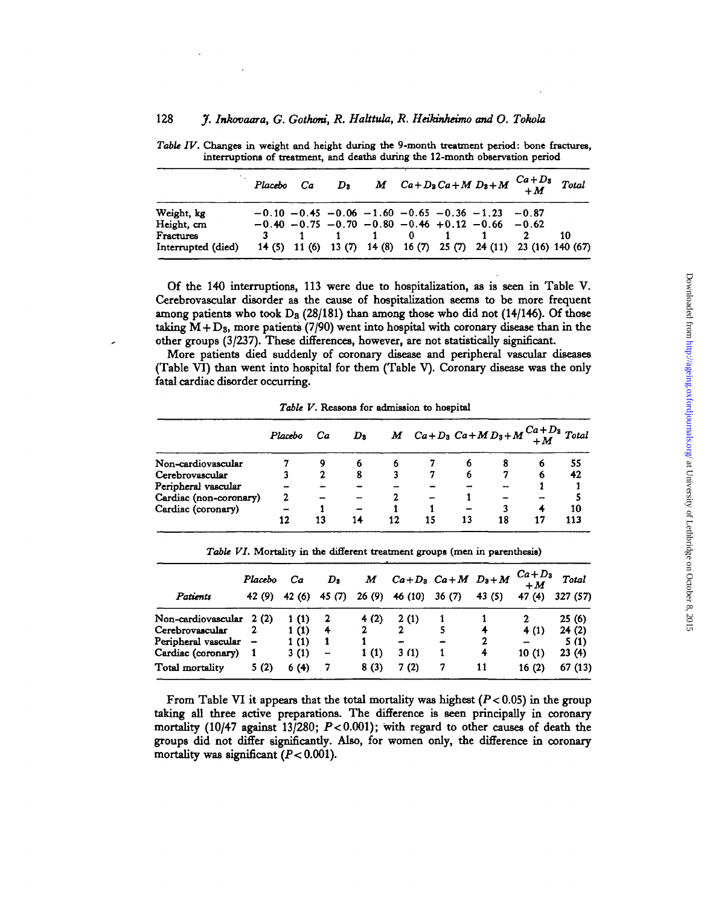*Table IV.* Changes in weight and height during the 9-month treatment period: bone fractures, interruptions of treatment, and deaths during the 12-month observation period

| | *Placebo* | *Ca* | $D_3$ | *M* | $Ca+D_3$ | $Ca+M$ | $D_3+M$ | $Ca+D_3+M$ | *Total* |
|---|---|---|---|---|---|---|---|---|---|
| Weight, kg | −0.10 | −0.45 | −0.06 | −1.60 | −0.65 | −0.36 | −1.23 | −0.87 | |
| Height, cm | −0.40 | −0.75 | −0.70 | −0.80 | −0.46 | +0.12 | −0.66 | −0.62 | |
| Fractures | 3 | 1 | 1 | 1 | 0 | 1 | 1 | 2 | 10 |
| Interrupted (died) | 14 (5) | 11 (6) | 13 (7) | 14 (8) | 16 (7) | 25 (7) | 24 (11) | 23 (16) | 140 (67) |

Of the 140 interruptions, 113 were due to hospitalization, as is seen in Table V. Cerebrovascular disorder as the cause of hospitalization seems to be more frequent among patients who took $D_3$ (28/181) than among those who did not (14/146). Of those taking $M+D_3$, more patients (7/90) went into hospital with coronary disease than in the other groups (3/237). These differences, however, are not statistically significant.

More patients died suddenly of coronary disease and peripheral vascular diseases (Table VI) than went into hospital for them (Table V). Coronary disease was the only fatal cardiac disorder occurring.

*Table V.* Reasons for admission to hospital

| | *Placebo* | *Ca* | $D_3$ | *M* | $Ca+D_3$ | $Ca+M$ | $D_3+M$ | $Ca+D_3+M$ | *Total* |
|---|---|---|---|---|---|---|---|---|---|
| Non-cardiovascular | 7 | 9 | 6 | 6 | 7 | 6 | 8 | 6 | 55 |
| Cerebrovascular | 3 | 2 | 8 | 3 | 7 | 6 | 7 | 6 | 42 |
| Peripheral vascular | – | – | – | – | – | – | – | 1 | 1 |
| Cardiac (non-coronary) | 2 | – | – | 2 | – | 1 | – | – | 5 |
| Cardiac (coronary) | – | 1 | – | 1 | 1 | – | 3 | 4 | 10 |
| | 12 | 13 | 14 | 12 | 15 | 13 | 18 | 17 | 113 |

*Table VI.* Mortality in the different treatment groups (men in parenthesis)

| | *Placebo* | *Ca* | $D_3$ | *M* | $Ca+D_3$ | $Ca+M$ | $D_3+M$ | $Ca+D_3+M$ | *Total* |
|---|---|---|---|---|---|---|---|---|---|
| *Patients* | 42 (9) | 42 (6) | 45 (7) | 26 (9) | 46 (10) | 36 (7) | 43 (5) | 47 (4) | 327 (57) |
| Non-cardiovascular | 2 (2) | 1 (1) | 2 | 4 (2) | 2 (1) | 1 | 1 | 2 | 25 (6) |
| Cerebrovascular | 2 | 1 (1) | 4 | 2 | 2 | 5 | 4 | 4 (1) | 24 (2) |
| Peripheral vascular | – | 1 (1) | 1 | 1 | – | – | 2 | – | 5 (1) |
| Cardiac (coronary) | 1 | 3 (1) | – | 1 (1) | 3 (1) | 1 | 4 | 10 (1) | 23 (4) |
| Total mortality | 5 (2) | 6 (4) | 7 | 8 (3) | 7 (2) | 7 | 11 | 16 (2) | 67 (13) |

From Table VI it appears that the total mortality was highest ($P<0.05$) in the group taking all three active preparations. The difference is seen principally in coronary mortality (10/47 against 13/280; $P<0.001$); with regard to other causes of death the groups did not differ significantly. Also, for women only, the difference in coronary mortality was significant ($P<0.001$).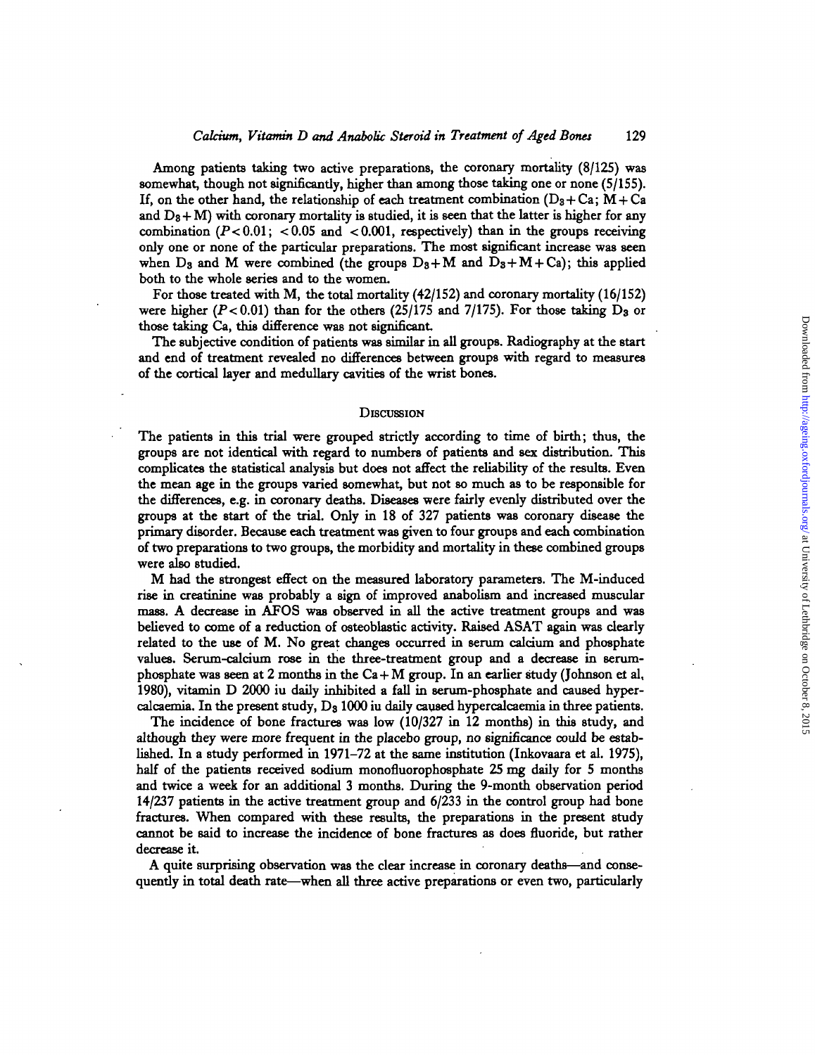Among patients taking two active preparations, the coronary mortality (8/125) was somewhat, though not significantly, higher than among those taking one or none (5/155). If, on the other hand, the relationship of each treatment combination ($D_3$ + Ca; M + Ca and $D_3$ + M) with coronary mortality is studied, it is seen that the latter is higher for any combination ($P < 0.01$; $< 0.05$ and $< 0.001$, respectively) than in the groups receiving only one or none of the particular preparations. The most significant increase was seen when $D_3$ and M were combined (the groups $D_3$ + M and $D_3$ + M + Ca); this applied both to the whole series and to the women.

For those treated with M, the total mortality (42/152) and coronary mortality (16/152) were higher ($P < 0.01$) than for the others (25/175 and 7/175). For those taking $D_3$ or those taking Ca, this difference was not significant.

The subjective condition of patients was similar in all groups. Radiography at the start and end of treatment revealed no differences between groups with regard to measures of the cortical layer and medullary cavities of the wrist bones.

## Discussion

The patients in this trial were grouped strictly according to time of birth; thus, the groups are not identical with regard to numbers of patients and sex distribution. This complicates the statistical analysis but does not affect the reliability of the results. Even the mean age in the groups varied somewhat, but not so much as to be responsible for the differences, e.g. in coronary deaths. Diseases were fairly evenly distributed over the groups at the start of the trial. Only in 18 of 327 patients was coronary disease the primary disorder. Because each treatment was given to four groups and each combination of two preparations to two groups, the morbidity and mortality in these combined groups were also studied.

M had the strongest effect on the measured laboratory parameters. The M-induced rise in creatinine was probably a sign of improved anabolism and increased muscular mass. A decrease in AFOS was observed in all the active treatment groups and was believed to come of a reduction of osteoblastic activity. Raised ASAT again was clearly related to the use of M. No great changes occurred in serum calcium and phosphate values. Serum-calcium rose in the three-treatment group and a decrease in serum-phosphate was seen at 2 months in the Ca + M group. In an earlier study (Johnson et al, 1980), vitamin D 2000 iu daily inhibited a fall in serum-phosphate and caused hypercalcaemia. In the present study, $D_3$ 1000 iu daily caused hypercalcaemia in three patients.

The incidence of bone fractures was low (10/327 in 12 months) in this study, and although they were more frequent in the placebo group, no significance could be established. In a study performed in 1971–72 at the same institution (Inkovaara et al. 1975), half of the patients received sodium monofluorophosphate 25 mg daily for 5 months and twice a week for an additional 3 months. During the 9-month observation period 14/237 patients in the active treatment group and 6/233 in the control group had bone fractures. When compared with these results, the preparations in the present study cannot be said to increase the incidence of bone fractures as does fluoride, but rather decrease it.

A quite surprising observation was the clear increase in coronary deaths—and consequently in total death rate—when all three active preparations or even two, particularly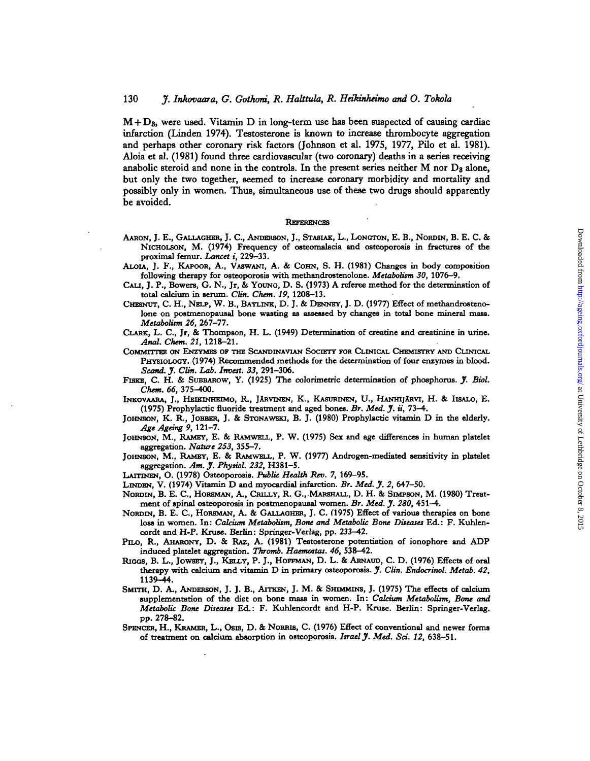$M + D_3$, were used. Vitamin D in long-term use has been suspected of causing cardiac infarction (Linden 1974). Testosterone is known to increase thrombocyte aggregation and perhaps other coronary risk factors (Johnson et al. 1975, 1977, Pilo et al. 1981). Aloia et al. (1981) found three cardiovascular (two coronary) deaths in a series receiving anabolic steroid and none in the controls. In the present series neither M nor $D_3$ alone, but only the two together, seemed to increase coronary morbidity and mortality and possibly only in women. Thus, simultaneous use of these two drugs should apparently be avoided.

## References

Aaron, J. E., Gallagher, J. C., Anderson, J., Stasiak, L., Longton, E. B., Nordin, B. E. C. & Nicholson, M. (1974) Frequency of osteomalacia and osteoporosis in fractures of the proximal femur. *Lancet i*, 229–33.

Aloia, J. F., Kapoor, A., Vaswani, A. & Cohn, S. H. (1981) Changes in body composition following therapy for osteoporosis with methandrostenolone. *Metabolism 30*, 1076–9.

Cali, J. P., Bowers, G. N., Jr, & Young, D. S. (1973) A referee method for the determination of total calcium in serum. *Clin. Chem. 19*, 1208–13.

Chesnut, C. H., Nelp, W. B., Baylink, D. J. & Denney, J. D. (1977) Effect of methandrostenolone on postmenopausal bone wasting as assessed by changes in total bone mineral mass. *Metabolism 26*, 267–77.

Clark, L. C., Jr, & Thompson, H. L. (1949) Determination of creatine and creatinine in urine. *Anal. Chem. 21*, 1218–21.

Committee on Enzymes of the Scandinavian Society for Clinical Chemistry and Clinical Physiology. (1974) Recommended methods for the determination of four enzymes in blood. *Scand. J. Clin. Lab. Invest. 33*, 291–306.

Fiske, C. H. & Subbarow, Y. (1925) The colorimetric determination of phosphorus. *J. Biol. Chem. 66*, 375–400.

Inkovaara, J., Heikinheimo, R., Järvinen, K., Kasurinen, U., Hanhijärvi, H. & Iisalo, E. (1975) Prophylactic fluoride treatment and aged bones. *Br. Med. J. ii*, 73–4.

Johnson, K. R., Jobber, J. & Stonawski, B. J. (1980) Prophylactic vitamin D in the elderly. *Age Ageing 9*, 121–7.

Johnson, M., Ramey, E. & Ramwell, P. W. (1975) Sex and age differences in human platelet aggregation. *Nature 253*, 355–7.

Johnson, M., Ramey, E. & Ramwell, P. W. (1977) Androgen-mediated sensitivity in platelet aggregation. *Am. J. Physiol. 232*, H381–5.

Laitinen, O. (1978) Osteoporosis. *Public Health Rev. 7*, 169–95.

Linden, V. (1974) Vitamin D and myocardial infarction. *Br. Med. J. 2*, 647–50.

Nordin, B. E. C., Horsman, A., Crilly, R. G., Marshall, D. H. & Simpson, M. (1980) Treatment of spinal osteoporosis in postmenopausal women. *Br. Med. J. 280*, 451–4.

Nordin, B. E. C., Horsman, A. & Gallagher, J. C. (1975) Effect of various therapies on bone loss in women. In: *Calcium Metabolism, Bone and Metabolic Bone Diseases* Ed.: F. Kuhlencordt and H-P. Kruse. Berlin: Springer-Verlag, pp. 233–42.

Pilo, R., Aharony, D. & Raz, A. (1981) Testosterone potentiation of ionophore and ADP induced platelet aggregation. *Thromb. Haemostas. 46*, 538–42.

Riggs, B. L., Jowsey, J., Kelly, P. J., Hoffman, D. L. & Arnaud, C. D. (1976) Effects of oral therapy with calcium and vitamin D in primary osteoporosis. *J. Clin. Endocrinol. Metab. 42*, 1139–44.

Smith, D. A., Anderson, J. J. B., Aitken, J. M. & Shimmins, J. (1975) The effects of calcium supplementation of the diet on bone mass in women. In: *Calcium Metabolism, Bone and Metabolic Bone Diseases* Ed.: F. Kuhlencordt and H-P. Kruse. Berlin: Springer-Verlag. pp. 278–82.

Spencer, H., Kramer, L., Osis, D. & Norris, C. (1976) Effect of conventional and newer forms of treatment on calcium absorption in osteoporosis. *Israel J. Med. Sci. 12*, 638–51.